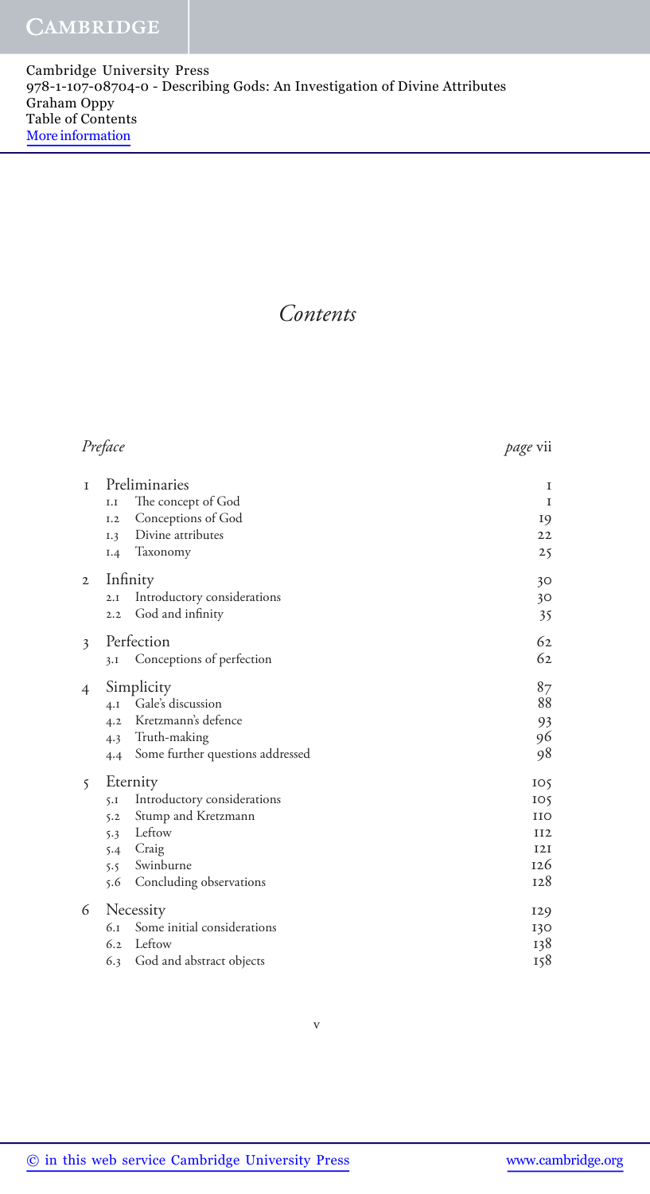# Contents

| | | |
|---|---|---|
| *Preface* | | *page* vii |
| 1 | Preliminaries | 1 |
| | 1.1 The concept of God | 1 |
| | 1.2 Conceptions of God | 19 |
| | 1.3 Divine attributes | 22 |
| | 1.4 Taxonomy | 25 |
| 2 | Infinity | 30 |
| | 2.1 Introductory considerations | 30 |
| | 2.2 God and infinity | 35 |
| 3 | Perfection | 62 |
| | 3.1 Conceptions of perfection | 62 |
| 4 | Simplicity | 87 |
| | 4.1 Gale's discussion | 88 |
| | 4.2 Kretzmann's defence | 93 |
| | 4.3 Truth-making | 96 |
| | 4.4 Some further questions addressed | 98 |
| 5 | Eternity | 105 |
| | 5.1 Introductory considerations | 105 |
| | 5.2 Stump and Kretzmann | 110 |
| | 5.3 Leftow | 112 |
| | 5.4 Craig | 121 |
| | 5.5 Swinburne | 126 |
| | 5.6 Concluding observations | 128 |
| 6 | Necessity | 129 |
| | 6.1 Some initial considerations | 130 |
| | 6.2 Leftow | 138 |
| | 6.3 God and abstract objects | 158 |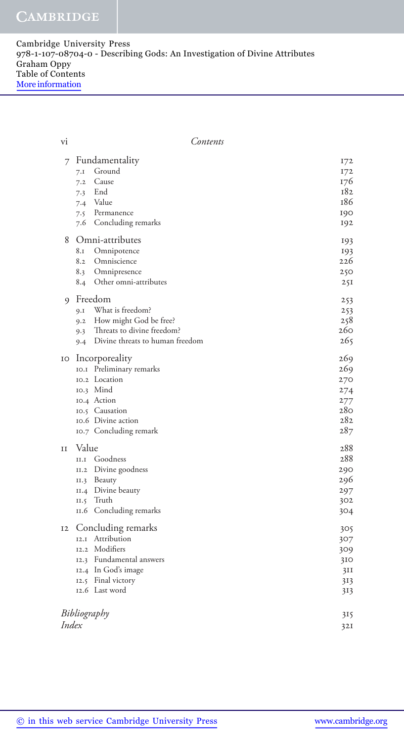Cambridge University Press
978-1-107-08704-0 - Describing Gods: An Investigation of Divine Attributes
Graham Oppy
Table of Contents
More information

| | | |
|---|---|---|
| 7 | Fundamentality | 172 |
| | 7.1 Ground | 172 |
| | 7.2 Cause | 176 |
| | 7.3 End | 182 |
| | 7.4 Value | 186 |
| | 7.5 Permanence | 190 |
| | 7.6 Concluding remarks | 192 |
| 8 | Omni-attributes | 193 |
| | 8.1 Omnipotence | 193 |
| | 8.2 Omniscience | 226 |
| | 8.3 Omnipresence | 250 |
| | 8.4 Other omni-attributes | 251 |
| 9 | Freedom | 253 |
| | 9.1 What is freedom? | 253 |
| | 9.2 How might God be free? | 258 |
| | 9.3 Threats to divine freedom? | 260 |
| | 9.4 Divine threats to human freedom | 265 |
| 10 | Incorporeality | 269 |
| | 10.1 Preliminary remarks | 269 |
| | 10.2 Location | 270 |
| | 10.3 Mind | 274 |
| | 10.4 Action | 277 |
| | 10.5 Causation | 280 |
| | 10.6 Divine action | 282 |
| | 10.7 Concluding remark | 287 |
| 11 | Value | 288 |
| | 11.1 Goodness | 288 |
| | 11.2 Divine goodness | 290 |
| | 11.3 Beauty | 296 |
| | 11.4 Divine beauty | 297 |
| | 11.5 Truth | 302 |
| | 11.6 Concluding remarks | 304 |
| 12 | Concluding remarks | 305 |
| | 12.1 Attribution | 307 |
| | 12.2 Modifiers | 309 |
| | 12.3 Fundamental answers | 310 |
| | 12.4 In God's image | 311 |
| | 12.5 Final victory | 313 |
| | 12.6 Last word | 313 |
| | *Bibliography* | 315 |
| | *Index* | 321 |

© in this web service Cambridge University Press www.cambridge.org